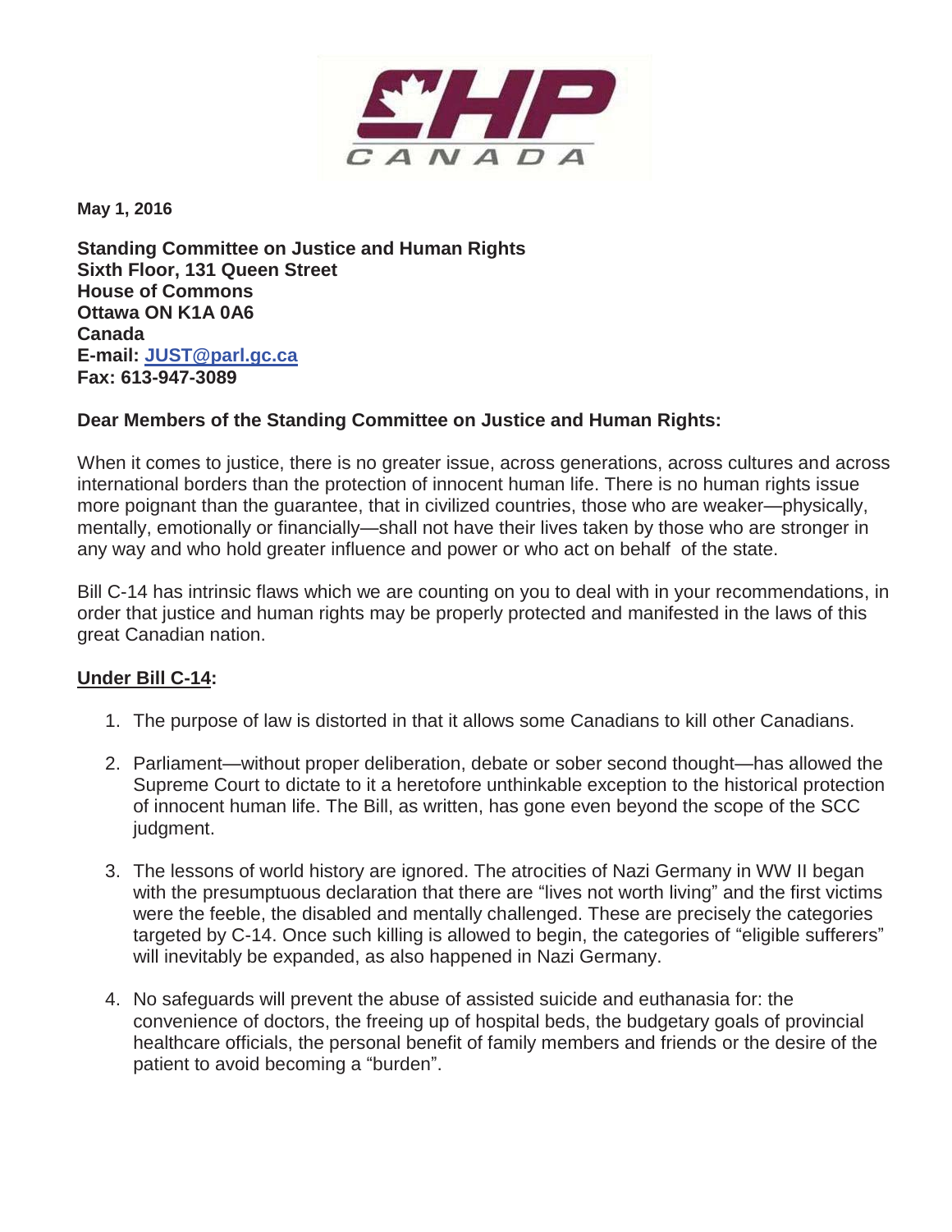**May 1, 2016**

**Standing Committee on Justice and Human Rights**
**Sixth Floor, 131 Queen Street**
**House of Commons**
**Ottawa ON K1A 0A6**
**Canada**
**E-mail: JUST@parl.gc.ca**
**Fax: 613-947-3089**

**Dear Members of the Standing Committee on Justice and Human Rights:**

When it comes to justice, there is no greater issue, across generations, across cultures and across international borders than the protection of innocent human life. There is no human rights issue more poignant than the guarantee, that in civilized countries, those who are weaker—physically, mentally, emotionally or financially—shall not have their lives taken by those who are stronger in any way and who hold greater influence and power or who act on behalf of the state.

Bill C-14 has intrinsic flaws which we are counting on you to deal with in your recommendations, in order that justice and human rights may be properly protected and manifested in the laws of this great Canadian nation.

**Under Bill C-14:**

1. The purpose of law is distorted in that it allows some Canadians to kill other Canadians.

2. Parliament—without proper deliberation, debate or sober second thought—has allowed the Supreme Court to dictate to it a heretofore unthinkable exception to the historical protection of innocent human life. The Bill, as written, has gone even beyond the scope of the SCC judgment.

3. The lessons of world history are ignored. The atrocities of Nazi Germany in WW II began with the presumptuous declaration that there are "lives not worth living" and the first victims were the feeble, the disabled and mentally challenged. These are precisely the categories targeted by C-14. Once such killing is allowed to begin, the categories of "eligible sufferers" will inevitably be expanded, as also happened in Nazi Germany.

4. No safeguards will prevent the abuse of assisted suicide and euthanasia for: the convenience of doctors, the freeing up of hospital beds, the budgetary goals of provincial healthcare officials, the personal benefit of family members and friends or the desire of the patient to avoid becoming a "burden".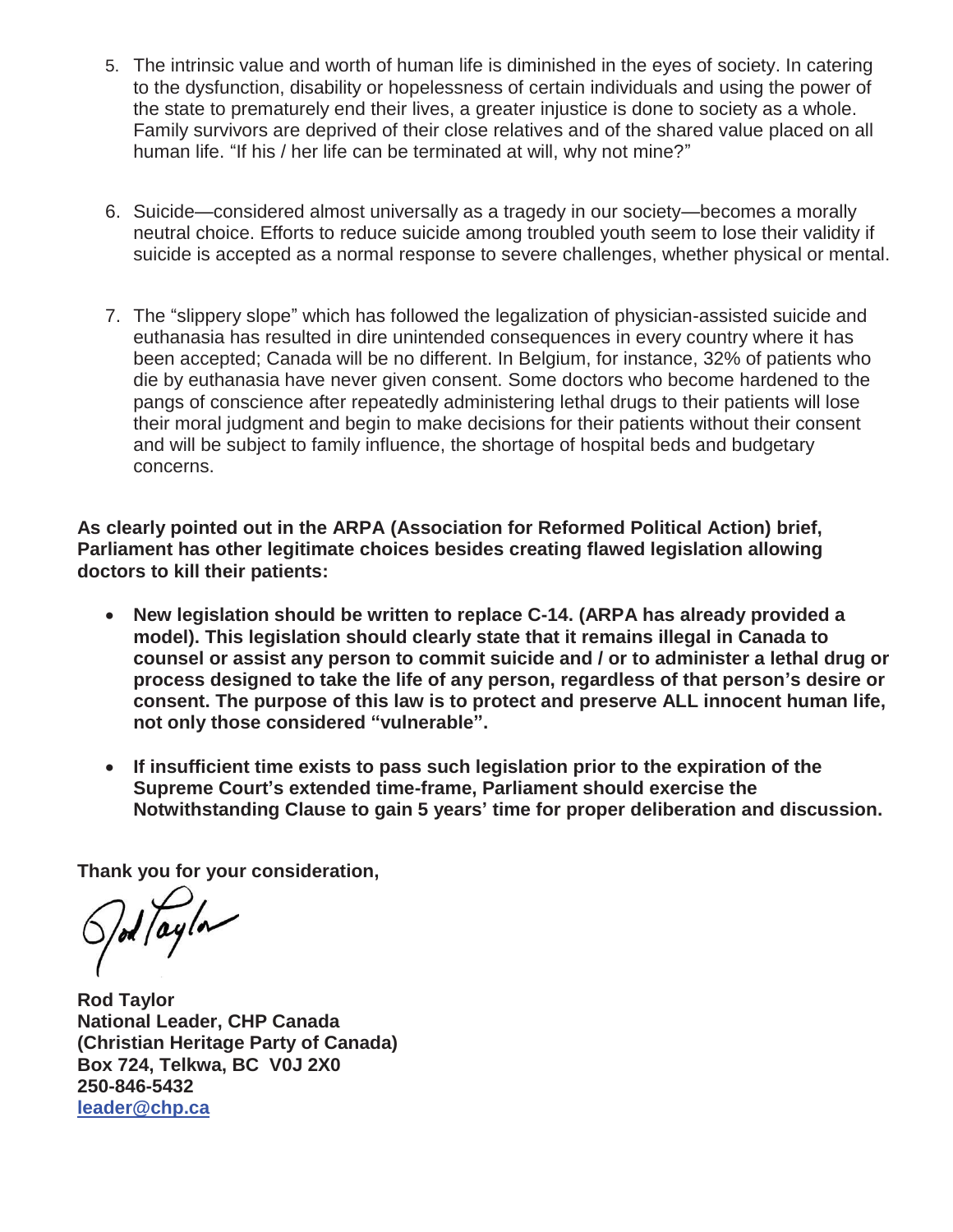5. The intrinsic value and worth of human life is diminished in the eyes of society. In catering to the dysfunction, disability or hopelessness of certain individuals and using the power of the state to prematurely end their lives, a greater injustice is done to society as a whole. Family survivors are deprived of their close relatives and of the shared value placed on all human life. "If his / her life can be terminated at will, why not mine?"

6. Suicide—considered almost universally as a tragedy in our society—becomes a morally neutral choice. Efforts to reduce suicide among troubled youth seem to lose their validity if suicide is accepted as a normal response to severe challenges, whether physical or mental.

7. The "slippery slope" which has followed the legalization of physician-assisted suicide and euthanasia has resulted in dire unintended consequences in every country where it has been accepted; Canada will be no different. In Belgium, for instance, 32% of patients who die by euthanasia have never given consent. Some doctors who become hardened to the pangs of conscience after repeatedly administering lethal drugs to their patients will lose their moral judgment and begin to make decisions for their patients without their consent and will be subject to family influence, the shortage of hospital beds and budgetary concerns.

**As clearly pointed out in the ARPA (Association for Reformed Political Action) brief, Parliament has other legitimate choices besides creating flawed legislation allowing doctors to kill their patients:**

- **New legislation should be written to replace C-14. (ARPA has already provided a model). This legislation should clearly state that it remains illegal in Canada to counsel or assist any person to commit suicide and / or to administer a lethal drug or process designed to take the life of any person, regardless of that person's desire or consent. The purpose of this law is to protect and preserve ALL innocent human life, not only those considered "vulnerable".**
- **If insufficient time exists to pass such legislation prior to the expiration of the Supreme Court's extended time-frame, Parliament should exercise the Notwithstanding Clause to gain 5 years' time for proper deliberation and discussion.**

**Thank you for your consideration,**

**Rod Taylor**
**National Leader, CHP Canada**
**(Christian Heritage Party of Canada)**
**Box 724, Telkwa, BC V0J 2X0**
**250-846-5432**
**leader@chp.ca**